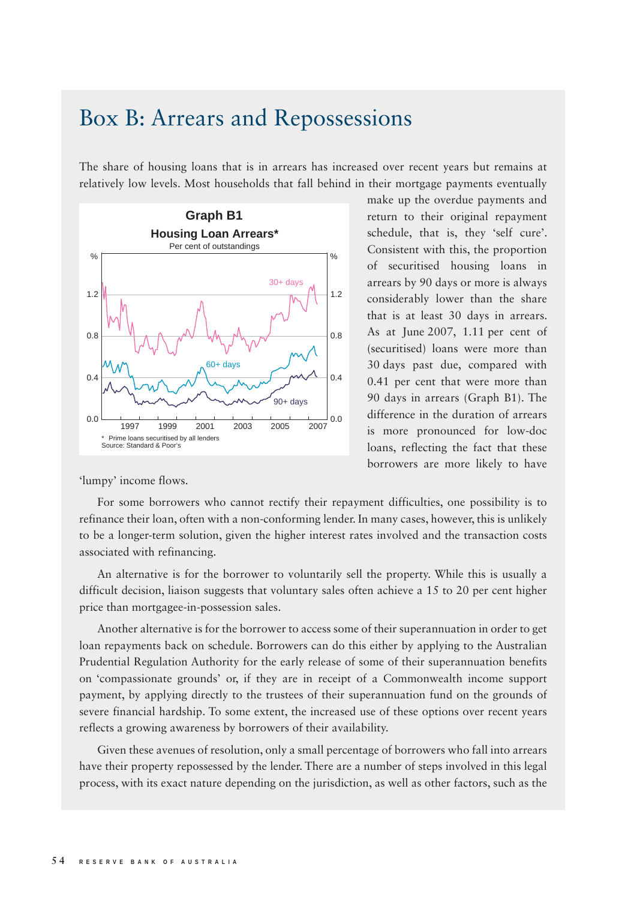# Box B: Arrears and Repossessions

The share of housing loans that is in arrears has increased over recent years but remains at relatively low levels. Most households that fall behind in their mortgage payments eventually make up the overdue payments and return to their original repayment schedule, that is, they 'self cure'. Consistent with this, the proportion of securitised housing loans in arrears by 90 days or more is always considerably lower than the share that is at least 30 days in arrears. As at June 2007, 1.11 per cent of (securitised) loans were more than 30 days past due, compared with 0.41 per cent that were more than 90 days in arrears (Graph B1). The difference in the duration of arrears is more pronounced for low-doc loans, reflecting the fact that these borrowers are more likely to have 'lumpy' income flows.

**Graph B1**

**Housing Loan Arrears***

Per cent of outstandings

\* Prime loans securitised by all lenders

Source: Standard & Poor's

For some borrowers who cannot rectify their repayment difficulties, one possibility is to refinance their loan, often with a non-conforming lender. In many cases, however, this is unlikely to be a longer-term solution, given the higher interest rates involved and the transaction costs associated with refinancing.

An alternative is for the borrower to voluntarily sell the property. While this is usually a difficult decision, liaison suggests that voluntary sales often achieve a 15 to 20 per cent higher price than mortgagee-in-possession sales.

Another alternative is for the borrower to access some of their superannuation in order to get loan repayments back on schedule. Borrowers can do this either by applying to the Australian Prudential Regulation Authority for the early release of some of their superannuation benefits on 'compassionate grounds' or, if they are in receipt of a Commonwealth income support payment, by applying directly to the trustees of their superannuation fund on the grounds of severe financial hardship. To some extent, the increased use of these options over recent years reflects a growing awareness by borrowers of their availability.

Given these avenues of resolution, only a small percentage of borrowers who fall into arrears have their property repossessed by the lender. There are a number of steps involved in this legal process, with its exact nature depending on the jurisdiction, as well as other factors, such as the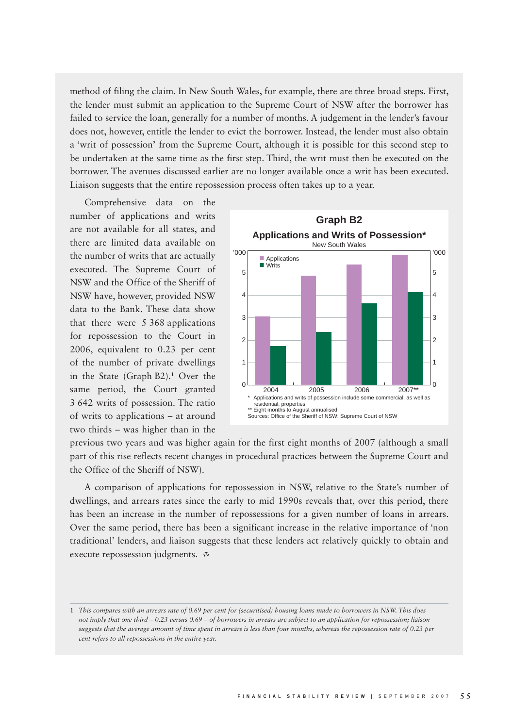method of filing the claim. In New South Wales, for example, there are three broad steps. First, the lender must submit an application to the Supreme Court of NSW after the borrower has failed to service the loan, generally for a number of months. A judgement in the lender's favour does not, however, entitle the lender to evict the borrower. Instead, the lender must also obtain a 'writ of possession' from the Supreme Court, although it is possible for this second step to be undertaken at the same time as the first step. Third, the writ must then be executed on the borrower. The avenues discussed earlier are no longer available once a writ has been executed. Liaison suggests that the entire repossession process often takes up to a year.

Comprehensive data on the number of applications and writs are not available for all states, and there are limited data available on the number of writs that are actually executed. The Supreme Court of NSW and the Office of the Sheriff of NSW have, however, provided NSW data to the Bank. These data show that there were 5 368 applications for repossession to the Court in 2006, equivalent to 0.23 per cent of the number of private dwellings in the State (Graph B2).[1] Over the same period, the Court granted 3 642 writs of possession. The ratio of writs to applications – at around two thirds – was higher than in the previous two years and was higher again for the first eight months of 2007 (although a small part of this rise reflects recent changes in procedural practices between the Supreme Court and the Office of the Sheriff of NSW).

**Graph B2**

**Applications and Writs of Possession***

New South Wales

'000

'000

Applications

Writs

0 1 2 3 4 5

2004 2005 2006 2007**

\* Applications and writs of possession include some commercial, as well as residential, properties

\** Eight months to August annualised

Sources: Office of the Sheriff of NSW; Supreme Court of NSW

A comparison of applications for repossession in NSW, relative to the State's number of dwellings, and arrears rates since the early to mid 1990s reveals that, over this period, there has been an increase in the number of repossessions for a given number of loans in arrears. Over the same period, there has been a significant increase in the relative importance of 'non traditional' lenders, and liaison suggests that these lenders act relatively quickly to obtain and execute repossession judgments.

1 *This compares with an arrears rate of 0.69 per cent for (securitised) housing loans made to borrowers in NSW. This does not imply that one third – 0.23 versus 0.69 – of borrowers in arrears are subject to an application for repossession; liaison suggests that the average amount of time spent in arrears is less than four months, whereas the repossession rate of 0.23 per cent refers to all repossessions in the entire year.*